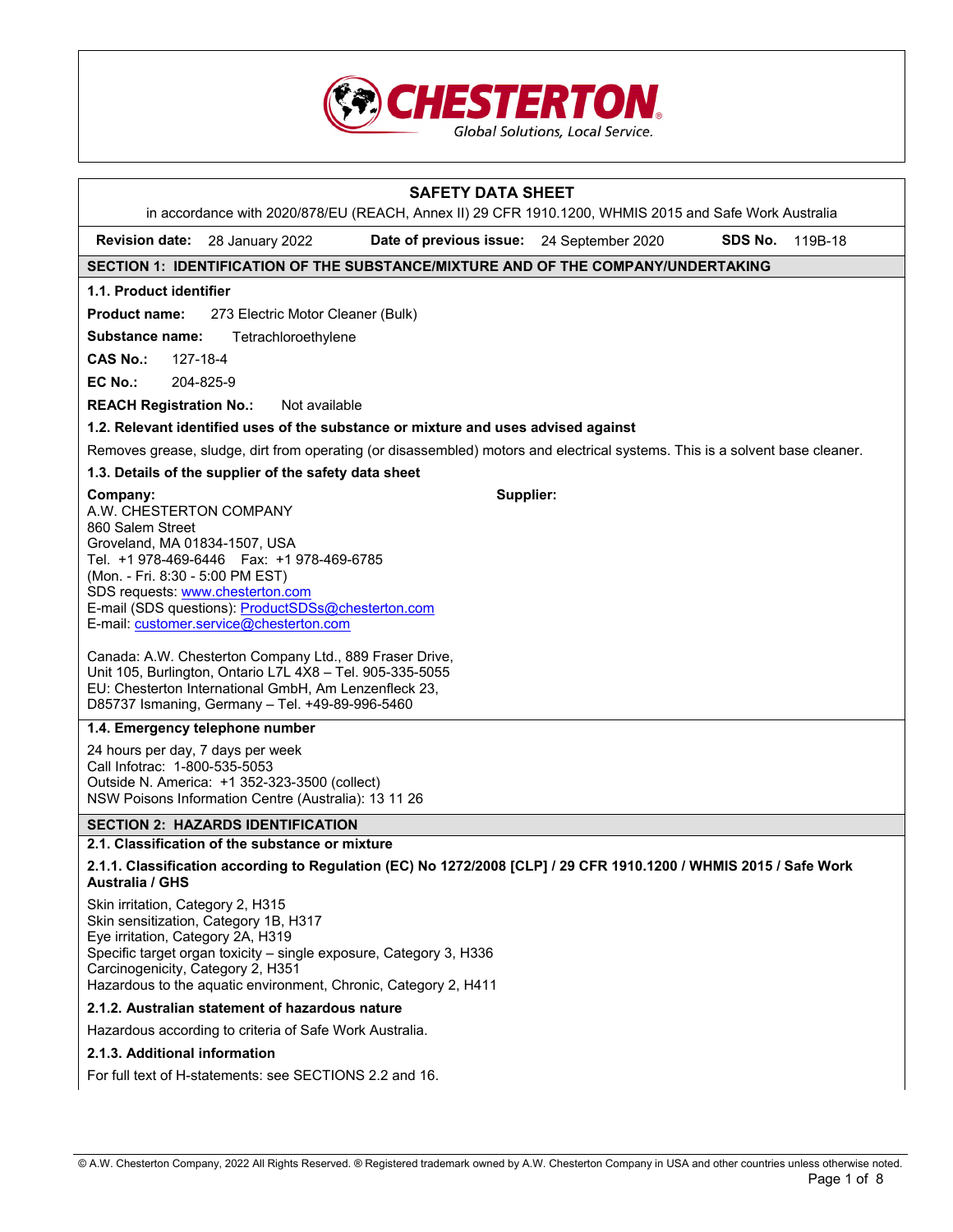# SAFETY DATA SHEET

in accordance with 2020/878/EU (REACH, Annex II) 29 CFR 1910.1200, WHMIS 2015 and Safe Work Australia

**Revision date:** 28 January 2022 **Date of previous issue:** 24 September 2020 **SDS No.** 119B-18

## SECTION 1: IDENTIFICATION OF THE SUBSTANCE/MIXTURE AND OF THE COMPANY/UNDERTAKING

### 1.1. Product identifier

**Product name:** 273 Electric Motor Cleaner (Bulk)

**Substance name:** Tetrachloroethylene

**CAS No.:** 127-18-4

**EC No.:** 204-825-9

**REACH Registration No.:** Not available

### 1.2. Relevant identified uses of the substance or mixture and uses advised against

Removes grease, sludge, dirt from operating (or disassembled) motors and electrical systems. This is a solvent base cleaner.

### 1.3. Details of the supplier of the safety data sheet

**Company:**
A.W. CHESTERTON COMPANY
860 Salem Street
Groveland, MA 01834-1507, USA
Tel. +1 978-469-6446 Fax: +1 978-469-6785
(Mon. - Fri. 8:30 - 5:00 PM EST)
SDS requests: www.chesterton.com
E-mail (SDS questions): ProductSDSs@chesterton.com
E-mail: customer.service@chesterton.com

Canada: A.W. Chesterton Company Ltd., 889 Fraser Drive, Unit 105, Burlington, Ontario L7L 4X8 – Tel. 905-335-5055
EU: Chesterton International GmbH, Am Lenzenfleck 23, D85737 Ismaning, Germany – Tel. +49-89-996-5460

**Supplier:**

### 1.4. Emergency telephone number

24 hours per day, 7 days per week
Call Infotrac: 1-800-535-5053
Outside N. America: +1 352-323-3500 (collect)
NSW Poisons Information Centre (Australia): 13 11 26

## SECTION 2: HAZARDS IDENTIFICATION

### 2.1. Classification of the substance or mixture

#### 2.1.1. Classification according to Regulation (EC) No 1272/2008 [CLP] / 29 CFR 1910.1200 / WHMIS 2015 / Safe Work Australia / GHS

Skin irritation, Category 2, H315
Skin sensitization, Category 1B, H317
Eye irritation, Category 2A, H319
Specific target organ toxicity – single exposure, Category 3, H336
Carcinogenicity, Category 2, H351
Hazardous to the aquatic environment, Chronic, Category 2, H411

#### 2.1.2. Australian statement of hazardous nature

Hazardous according to criteria of Safe Work Australia.

#### 2.1.3. Additional information

For full text of H-statements: see SECTIONS 2.2 and 16.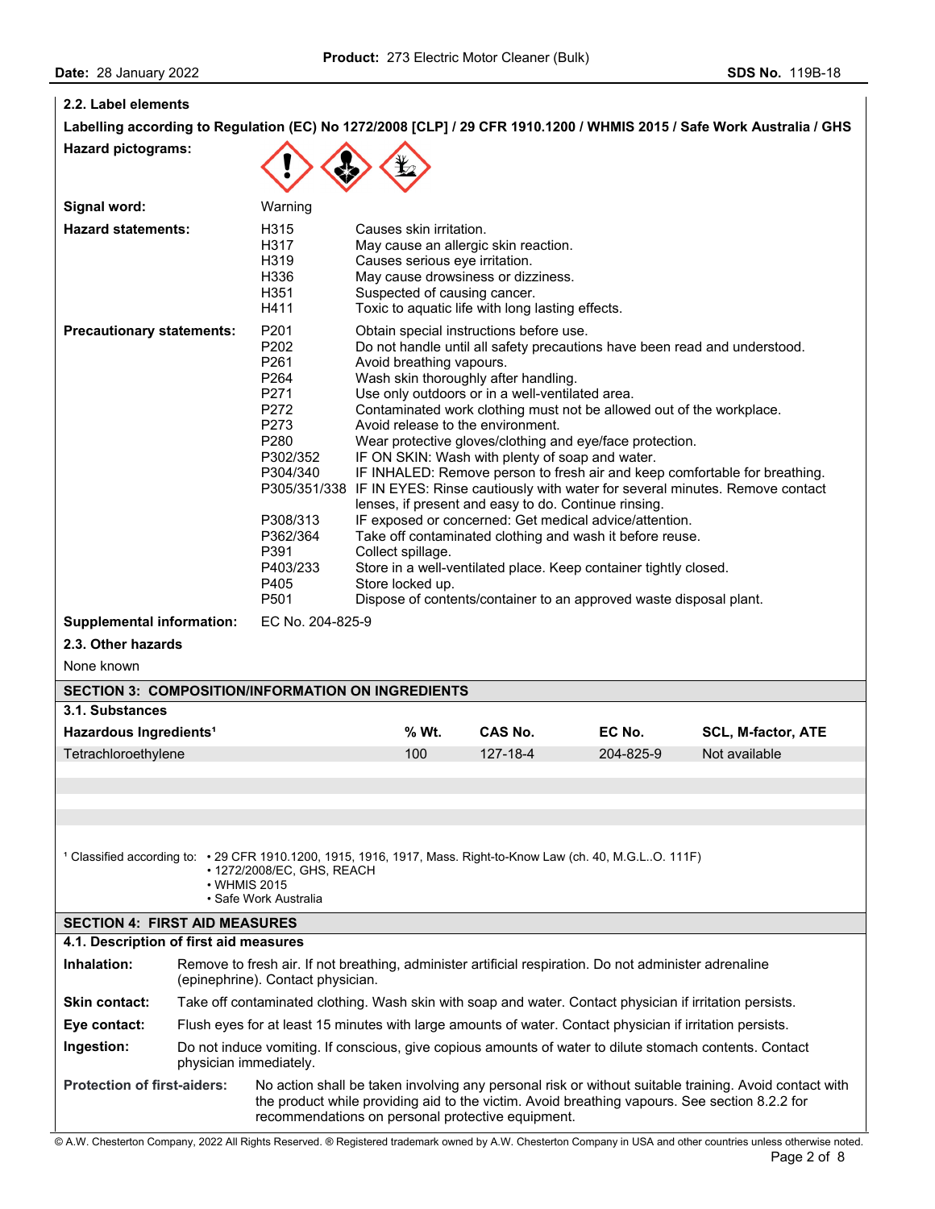## 2.2. Label elements

**Labelling according to Regulation (EC) No 1272/2008 [CLP] / 29 CFR 1910.1200 / WHMIS 2015 / Safe Work Australia / GHS**

**Hazard pictograms:**

**Signal word:** Warning

**Hazard statements:**

| | |
|---|---|
| H315 | Causes skin irritation. |
| H317 | May cause an allergic skin reaction. |
| H319 | Causes serious eye irritation. |
| H336 | May cause drowsiness or dizziness. |
| H351 | Suspected of causing cancer. |
| H411 | Toxic to aquatic life with long lasting effects. |

**Precautionary statements:**

| | |
|---|---|
| P201 | Obtain special instructions before use. |
| P202 | Do not handle until all safety precautions have been read and understood. |
| P261 | Avoid breathing vapours. |
| P264 | Wash skin thoroughly after handling. |
| P271 | Use only outdoors or in a well-ventilated area. |
| P272 | Contaminated work clothing must not be allowed out of the workplace. |
| P273 | Avoid release to the environment. |
| P280 | Wear protective gloves/clothing and eye/face protection. |
| P302/352 | IF ON SKIN: Wash with plenty of soap and water. |
| P304/340 | IF INHALED: Remove person to fresh air and keep comfortable for breathing. |
| P305/351/338 | IF IN EYES: Rinse cautiously with water for several minutes. Remove contact lenses, if present and easy to do. Continue rinsing. |
| P308/313 | IF exposed or concerned: Get medical advice/attention. |
| P362/364 | Take off contaminated clothing and wash it before reuse. |
| P391 | Collect spillage. |
| P403/233 | Store in a well-ventilated place. Keep container tightly closed. |
| P405 | Store locked up. |
| P501 | Dispose of contents/container to an approved waste disposal plant. |

**Supplemental information:** EC No. 204-825-9

## 2.3. Other hazards

None known

# SECTION 3: COMPOSITION/INFORMATION ON INGREDIENTS

## 3.1. Substances

| Hazardous Ingredients[1] | % Wt. | CAS No. | EC No. | SCL, M-factor, ATE |
|---|---|---|---|---|
| Tetrachloroethylene | 100 | 127-18-4 | 204-825-9 | Not available |

[1] Classified according to:
- 29 CFR 1910.1200, 1915, 1916, 1917, Mass. Right-to-Know Law (ch. 40, M.G.L..O. 111F)
- 1272/2008/EC, GHS, REACH
- WHMIS 2015
- Safe Work Australia

# SECTION 4: FIRST AID MEASURES

## 4.1. Description of first aid measures

**Inhalation:** Remove to fresh air. If not breathing, administer artificial respiration. Do not administer adrenaline (epinephrine). Contact physician.

**Skin contact:** Take off contaminated clothing. Wash skin with soap and water. Contact physician if irritation persists.

**Eye contact:** Flush eyes for at least 15 minutes with large amounts of water. Contact physician if irritation persists.

**Ingestion:** Do not induce vomiting. If conscious, give copious amounts of water to dilute stomach contents. Contact physician immediately.

**Protection of first-aiders:** No action shall be taken involving any personal risk or without suitable training. Avoid contact with the product while providing aid to the victim. Avoid breathing vapours. See section 8.2.2 for recommendations on personal protective equipment.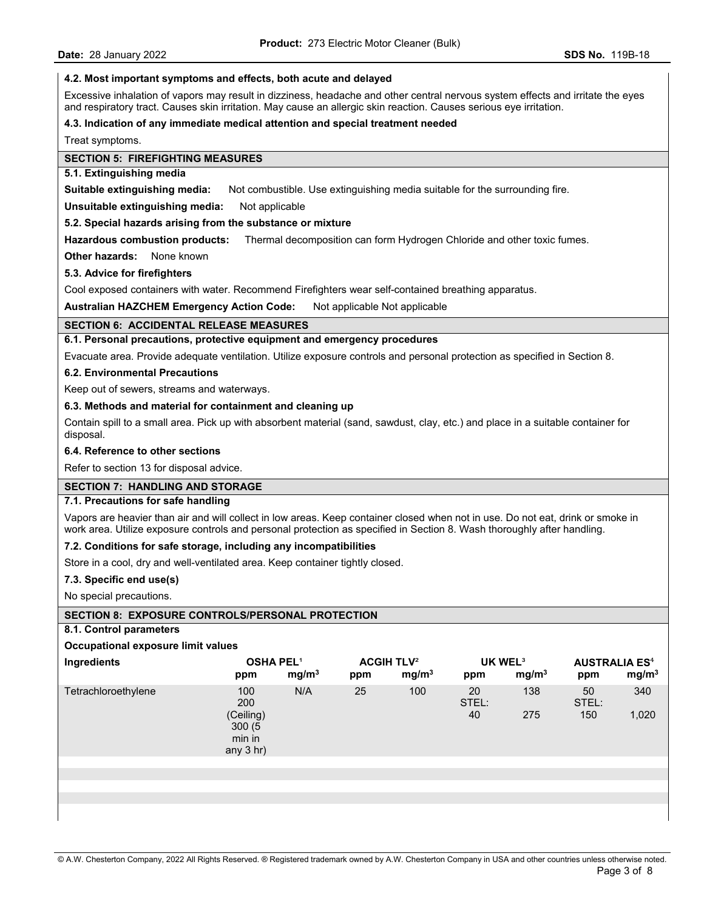#### 4.2. Most important symptoms and effects, both acute and delayed

Excessive inhalation of vapors may result in dizziness, headache and other central nervous system effects and irritate the eyes and respiratory tract. Causes skin irritation. May cause an allergic skin reaction. Causes serious eye irritation.

#### 4.3. Indication of any immediate medical attention and special treatment needed

Treat symptoms.

## SECTION 5: FIREFIGHTING MEASURES

#### 5.1. Extinguishing media

**Suitable extinguishing media:** Not combustible. Use extinguishing media suitable for the surrounding fire.

**Unsuitable extinguishing media:** Not applicable

#### 5.2. Special hazards arising from the substance or mixture

**Hazardous combustion products:** Thermal decomposition can form Hydrogen Chloride and other toxic fumes.

**Other hazards:** None known

#### 5.3. Advice for firefighters

Cool exposed containers with water. Recommend Firefighters wear self-contained breathing apparatus.

**Australian HAZCHEM Emergency Action Code:** Not applicable Not applicable

## SECTION 6: ACCIDENTAL RELEASE MEASURES

#### 6.1. Personal precautions, protective equipment and emergency procedures

Evacuate area. Provide adequate ventilation. Utilize exposure controls and personal protection as specified in Section 8.

#### 6.2. Environmental Precautions

Keep out of sewers, streams and waterways.

#### 6.3. Methods and material for containment and cleaning up

Contain spill to a small area. Pick up with absorbent material (sand, sawdust, clay, etc.) and place in a suitable container for disposal.

#### 6.4. Reference to other sections

Refer to section 13 for disposal advice.

## SECTION 7: HANDLING AND STORAGE

#### 7.1. Precautions for safe handling

Vapors are heavier than air and will collect in low areas. Keep container closed when not in use. Do not eat, drink or smoke in work area. Utilize exposure controls and personal protection as specified in Section 8. Wash thoroughly after handling.

#### 7.2. Conditions for safe storage, including any incompatibilities

Store in a cool, dry and well-ventilated area. Keep container tightly closed.

#### 7.3. Specific end use(s)

No special precautions.

## SECTION 8: EXPOSURE CONTROLS/PERSONAL PROTECTION

#### 8.1. Control parameters

**Occupational exposure limit values**

| Ingredients | OSHA PEL[1] | | ACGIH TLV[2] | | UK WEL[3] | | AUSTRALIA ES[4] | |
|---|---|---|---|---|---|---|---|---|
| | ppm | $mg/m^3$ | ppm | $mg/m^3$ | ppm | $mg/m^3$ | ppm | $mg/m^3$ |
| Tetrachloroethylene | 100<br>200 (Ceiling)<br>300 (5 min in any 3 hr) | N/A | 25 | 100 | 20<br>STEL: 40 | 138<br>275 | 50<br>STEL: 150 | 340<br>1,020 |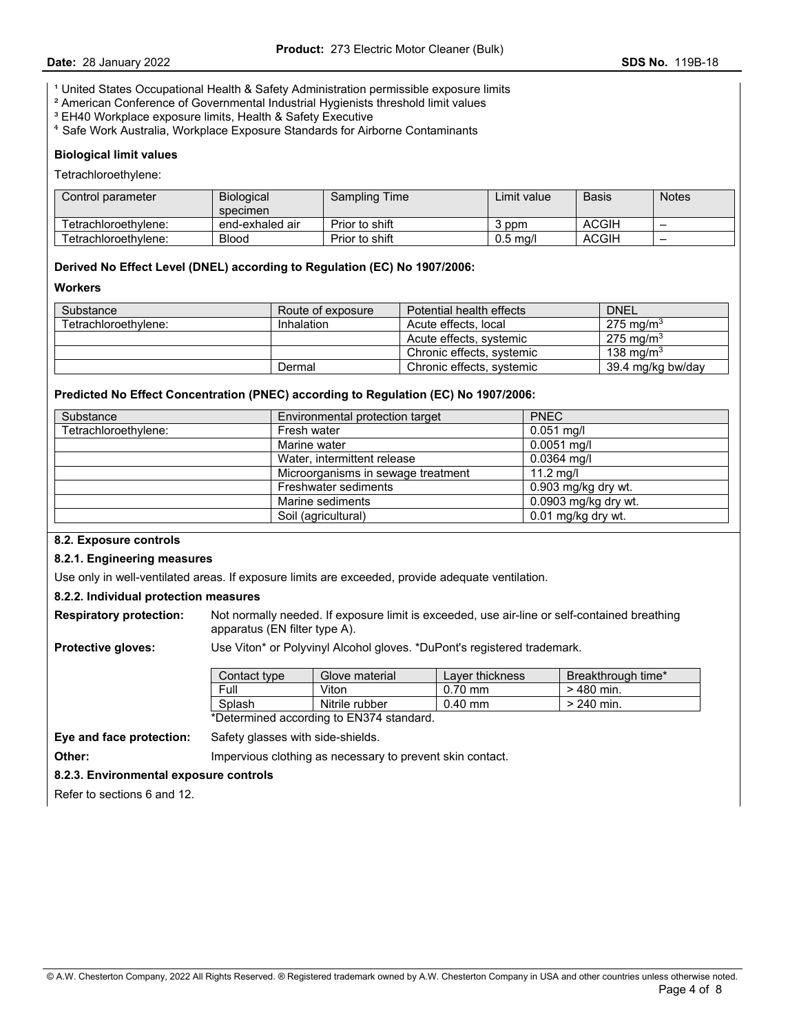[1] United States Occupational Health & Safety Administration permissible exposure limits
[2] American Conference of Governmental Industrial Hygienists threshold limit values
[3] EH40 Workplace exposure limits, Health & Safety Executive
[4] Safe Work Australia, Workplace Exposure Standards for Airborne Contaminants

**Biological limit values**

Tetrachloroethylene:

| Control parameter | Biological specimen | Sampling Time | Limit value | Basis | Notes |
|---|---|---|---|---|---|
| Tetrachloroethylene: | end-exhaled air | Prior to shift | 3 ppm | ACGIH | – |
| Tetrachloroethylene: | Blood | Prior to shift | 0.5 mg/l | ACGIH | – |

**Derived No Effect Level (DNEL) according to Regulation (EC) No 1907/2006:**

**Workers**

| Substance | Route of exposure | Potential health effects | DNEL |
|---|---|---|---|
| Tetrachloroethylene: | Inhalation | Acute effects, local | 275 mg/m$^3$ |
| | | Acute effects, systemic | 275 mg/m$^3$ |
| | | Chronic effects, systemic | 138 mg/m$^3$ |
| | Dermal | Chronic effects, systemic | 39.4 mg/kg bw/day |

**Predicted No Effect Concentration (PNEC) according to Regulation (EC) No 1907/2006:**

| Substance | Environmental protection target | PNEC |
|---|---|---|
| Tetrachloroethylene: | Fresh water | 0.051 mg/l |
| | Marine water | 0.0051 mg/l |
| | Water, intermittent release | 0.0364 mg/l |
| | Microorganisms in sewage treatment | 11.2 mg/l |
| | Freshwater sediments | 0.903 mg/kg dry wt. |
| | Marine sediments | 0.0903 mg/kg dry wt. |
| | Soil (agricultural) | 0.01 mg/kg dry wt. |

### 8.2. Exposure controls

#### 8.2.1. Engineering measures

Use only in well-ventilated areas. If exposure limits are exceeded, provide adequate ventilation.

#### 8.2.2. Individual protection measures

**Respiratory protection:** Not normally needed. If exposure limit is exceeded, use air-line or self-contained breathing apparatus (EN filter type A).

**Protective gloves:** Use Viton* or Polyvinyl Alcohol gloves. *DuPont's registered trademark.

| Contact type | Glove material | Layer thickness | Breakthrough time* |
|---|---|---|---|
| Full | Viton | 0.70 mm | > 480 min. |
| Splash | Nitrile rubber | 0.40 mm | > 240 min. |

*Determined according to EN374 standard.

**Eye and face protection:** Safety glasses with side-shields.

**Other:** Impervious clothing as necessary to prevent skin contact.

#### 8.2.3. Environmental exposure controls

Refer to sections 6 and 12.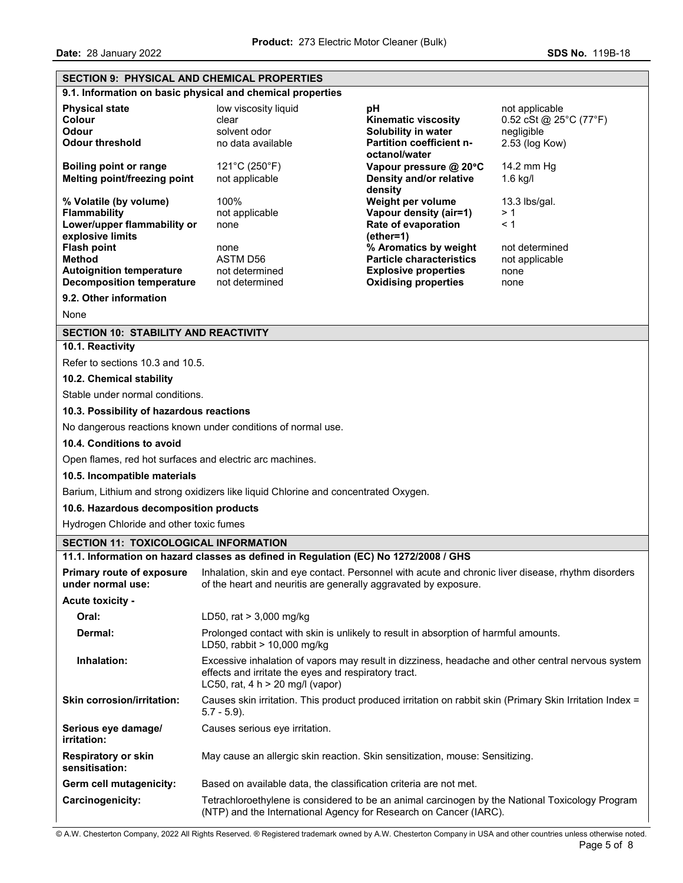## SECTION 9: PHYSICAL AND CHEMICAL PROPERTIES

### 9.1. Information on basic physical and chemical properties

| Property | Value | Property | Value |
|---|---|---|---|
| **Physical state** | low viscosity liquid | **pH** | not applicable |
| **Colour** | clear | **Kinematic viscosity** | 0.52 cSt @ 25°C (77°F) |
| **Odour** | solvent odor | **Solubility in water** | negligible |
| **Odour threshold** | no data available | **Partition coefficient n-octanol/water** | 2.53 (log Kow) |
| **Boiling point or range** | 121°C (250°F) | **Vapour pressure @ 20°C** | 14.2 mm Hg |
| **Melting point/freezing point** | not applicable | **Density and/or relative density** | 1.6 kg/l |
| **% Volatile (by volume)** | 100% | **Weight per volume** | 13.3 lbs/gal. |
| **Flammability** | not applicable | **Vapour density (air=1)** | > 1 |
| **Lower/upper flammability or explosive limits** | none | **Rate of evaporation (ether=1)** | < 1 |
| **Flash point** | none | **% Aromatics by weight** | not determined |
| **Method** | ASTM D56 | **Particle characteristics** | not applicable |
| **Autoignition temperature** | not determined | **Explosive properties** | none |
| **Decomposition temperature** | not determined | **Oxidising properties** | none |

### 9.2. Other information

None

## SECTION 10: STABILITY AND REACTIVITY

### 10.1. Reactivity

Refer to sections 10.3 and 10.5.

### 10.2. Chemical stability

Stable under normal conditions.

### 10.3. Possibility of hazardous reactions

No dangerous reactions known under conditions of normal use.

### 10.4. Conditions to avoid

Open flames, red hot surfaces and electric arc machines.

### 10.5. Incompatible materials

Barium, Lithium and strong oxidizers like liquid Chlorine and concentrated Oxygen.

### 10.6. Hazardous decomposition products

Hydrogen Chloride and other toxic fumes

## SECTION 11: TOXICOLOGICAL INFORMATION

### 11.1. Information on hazard classes as defined in Regulation (EC) No 1272/2008 / GHS

**Primary route of exposure under normal use:** Inhalation, skin and eye contact. Personnel with acute and chronic liver disease, rhythm disorders of the heart and neuritis are generally aggravated by exposure.

**Acute toxicity -**

- **Oral:** LD50, rat > 3,000 mg/kg
- **Dermal:** Prolonged contact with skin is unlikely to result in absorption of harmful amounts. LD50, rabbit > 10,000 mg/kg
- **Inhalation:** Excessive inhalation of vapors may result in dizziness, headache and other central nervous system effects and irritate the eyes and respiratory tract. LC50, rat, 4 h > 20 mg/l (vapor)

**Skin corrosion/irritation:** Causes skin irritation. This product produced irritation on rabbit skin (Primary Skin Irritation Index = 5.7 - 5.9).

**Serious eye damage/ irritation:** Causes serious eye irritation.

**Respiratory or skin sensitisation:** May cause an allergic skin reaction. Skin sensitization, mouse: Sensitizing.

**Germ cell mutagenicity:** Based on available data, the classification criteria are not met.

**Carcinogenicity:** Tetrachloroethylene is considered to be an animal carcinogen by the National Toxicology Program (NTP) and the International Agency for Research on Cancer (IARC).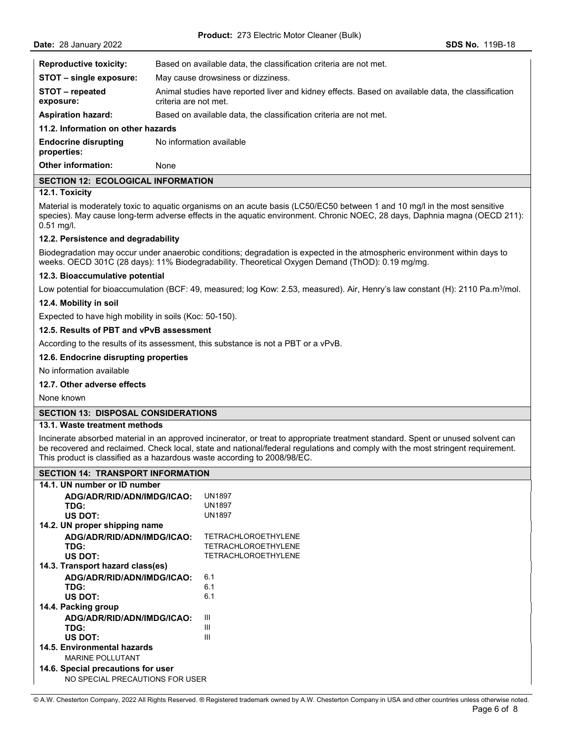| | |
|---|---|
| **Reproductive toxicity:** | Based on available data, the classification criteria are not met. |
| **STOT – single exposure:** | May cause drowsiness or dizziness. |
| **STOT – repeated exposure:** | Animal studies have reported liver and kidney effects. Based on available data, the classification criteria are not met. |
| **Aspiration hazard:** | Based on available data, the classification criteria are not met. |

**11.2. Information on other hazards**

| | |
|---|---|
| **Endocrine disrupting properties:** | No information available |
| **Other information:** | None |

## SECTION 12: ECOLOGICAL INFORMATION

### 12.1. Toxicity

Material is moderately toxic to aquatic organisms on an acute basis (LC50/EC50 between 1 and 10 mg/l in the most sensitive species). May cause long-term adverse effects in the aquatic environment. Chronic NOEC, 28 days, Daphnia magna (OECD 211): 0.51 mg/l.

### 12.2. Persistence and degradability

Biodegradation may occur under anaerobic conditions; degradation is expected in the atmospheric environment within days to weeks. OECD 301C (28 days): 11% Biodegradability. Theoretical Oxygen Demand (ThOD): 0.19 mg/mg.

### 12.3. Bioaccumulative potential

Low potential for bioaccumulation (BCF: 49, measured; log Kow: 2.53, measured). Air, Henry's law constant (H): 2110 Pa.m$^3$/mol.

### 12.4. Mobility in soil

Expected to have high mobility in soils (Koc: 50-150).

### 12.5. Results of PBT and vPvB assessment

According to the results of its assessment, this substance is not a PBT or a vPvB.

### 12.6. Endocrine disrupting properties

No information available

### 12.7. Other adverse effects

None known

## SECTION 13: DISPOSAL CONSIDERATIONS

### 13.1. Waste treatment methods

Incinerate absorbed material in an approved incinerator, or treat to appropriate treatment standard. Spent or unused solvent can be recovered and reclaimed. Check local, state and national/federal regulations and comply with the most stringent requirement. This product is classified as a hazardous waste according to 2008/98/EC.

## SECTION 14: TRANSPORT INFORMATION

### 14.1. UN number or ID number

| | |
|---|---|
| **ADG/ADR/RID/ADN/IMDG/ICAO:** | UN1897 |
| **TDG:** | UN1897 |
| **US DOT:** | UN1897 |

### 14.2. UN proper shipping name

| | |
|---|---|
| **ADG/ADR/RID/ADN/IMDG/ICAO:** | TETRACHLOROETHYLENE |
| **TDG:** | TETRACHLOROETHYLENE |
| **US DOT:** | TETRACHLOROETHYLENE |

### 14.3. Transport hazard class(es)

| | |
|---|---|
| **ADG/ADR/RID/ADN/IMDG/ICAO:** | 6.1 |
| **TDG:** | 6.1 |
| **US DOT:** | 6.1 |

### 14.4. Packing group

| | |
|---|---|
| **ADG/ADR/RID/ADN/IMDG/ICAO:** | III |
| **TDG:** | III |
| **US DOT:** | III |

### 14.5. Environmental hazards

MARINE POLLUTANT

### 14.6. Special precautions for user

NO SPECIAL PRECAUTIONS FOR USER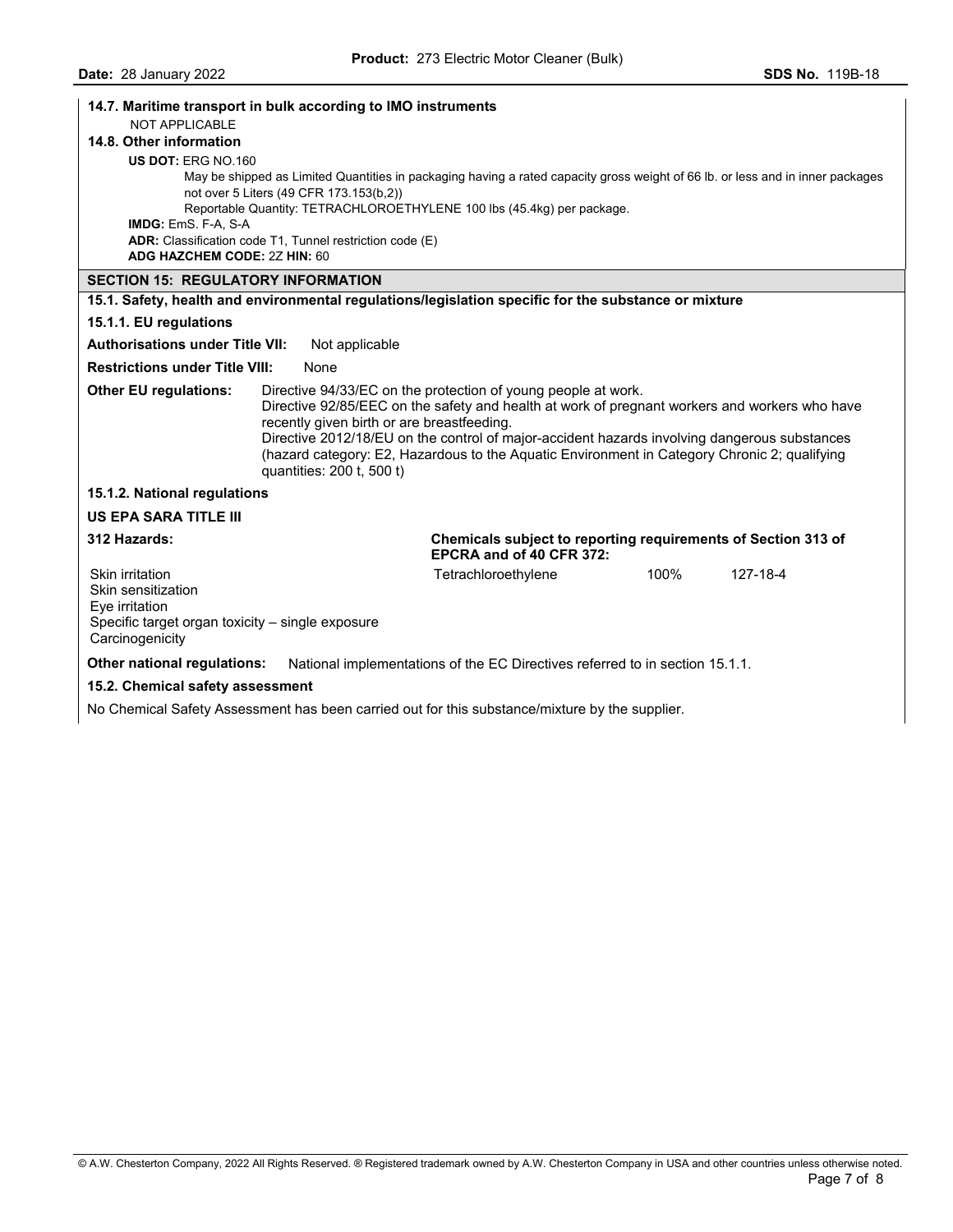**14.7. Maritime transport in bulk according to IMO instruments**

NOT APPLICABLE

**14.8. Other information**

**US DOT:** ERG NO.160

May be shipped as Limited Quantities in packaging having a rated capacity gross weight of 66 lb. or less and in inner packages not over 5 Liters (49 CFR 173.153(b,2))

Reportable Quantity: TETRACHLOROETHYLENE 100 lbs (45.4kg) per package.

**IMDG:** EmS. F-A, S-A

**ADR:** Classification code T1, Tunnel restriction code (E)

**ADG HAZCHEM CODE:** 2Z **HIN:** 60

## SECTION 15: REGULATORY INFORMATION

**15.1. Safety, health and environmental regulations/legislation specific for the substance or mixture**

**15.1.1. EU regulations**

**Authorisations under Title VII:** Not applicable

**Restrictions under Title VIII:** None

**Other EU regulations:** Directive 94/33/EC on the protection of young people at work.
Directive 92/85/EEC on the safety and health at work of pregnant workers and workers who have recently given birth or are breastfeeding.
Directive 2012/18/EU on the control of major-accident hazards involving dangerous substances (hazard category: E2, Hazardous to the Aquatic Environment in Category Chronic 2; qualifying quantities: 200 t, 500 t)

**15.1.2. National regulations**

**US EPA SARA TITLE III**

**312 Hazards:**

- Skin irritation
- Skin sensitization
- Eye irritation
- Specific target organ toxicity – single exposure
- Carcinogenicity

**Chemicals subject to reporting requirements of Section 313 of EPCRA and of 40 CFR 372:**

| Chemical | % | CAS |
|---|---|---|
| Tetrachloroethylene | 100% | 127-18-4 |

**Other national regulations:** National implementations of the EC Directives referred to in section 15.1.1.

**15.2. Chemical safety assessment**

No Chemical Safety Assessment has been carried out for this substance/mixture by the supplier.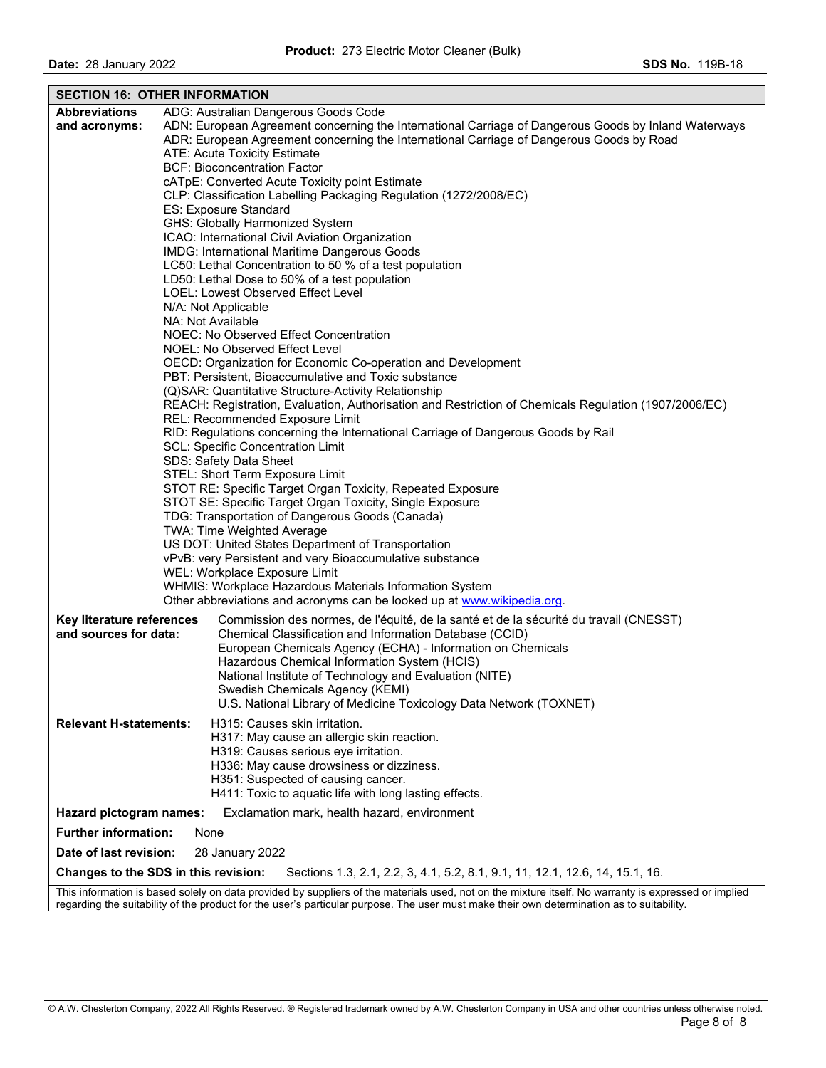## SECTION 16: OTHER INFORMATION

**Abbreviations and acronyms:**

ADG: Australian Dangerous Goods Code
ADN: European Agreement concerning the International Carriage of Dangerous Goods by Inland Waterways
ADR: European Agreement concerning the International Carriage of Dangerous Goods by Road
ATE: Acute Toxicity Estimate
BCF: Bioconcentration Factor
cATpE: Converted Acute Toxicity point Estimate
CLP: Classification Labelling Packaging Regulation (1272/2008/EC)
ES: Exposure Standard
GHS: Globally Harmonized System
ICAO: International Civil Aviation Organization
IMDG: International Maritime Dangerous Goods
LC50: Lethal Concentration to 50 % of a test population
LD50: Lethal Dose to 50% of a test population
LOEL: Lowest Observed Effect Level
N/A: Not Applicable
NA: Not Available
NOEC: No Observed Effect Concentration
NOEL: No Observed Effect Level
OECD: Organization for Economic Co-operation and Development
PBT: Persistent, Bioaccumulative and Toxic substance
(Q)SAR: Quantitative Structure-Activity Relationship
REACH: Registration, Evaluation, Authorisation and Restriction of Chemicals Regulation (1907/2006/EC)
REL: Recommended Exposure Limit
RID: Regulations concerning the International Carriage of Dangerous Goods by Rail
SCL: Specific Concentration Limit
SDS: Safety Data Sheet
STEL: Short Term Exposure Limit
STOT RE: Specific Target Organ Toxicity, Repeated Exposure
STOT SE: Specific Target Organ Toxicity, Single Exposure
TDG: Transportation of Dangerous Goods (Canada)
TWA: Time Weighted Average
US DOT: United States Department of Transportation
vPvB: very Persistent and very Bioaccumulative substance
WEL: Workplace Exposure Limit
WHMIS: Workplace Hazardous Materials Information System
Other abbreviations and acronyms can be looked up at www.wikipedia.org.

**Key literature references and sources for data:**

Commission des normes, de l'équité, de la santé et de la sécurité du travail (CNESST)
Chemical Classification and Information Database (CCID)
European Chemicals Agency (ECHA) - Information on Chemicals
Hazardous Chemical Information System (HCIS)
National Institute of Technology and Evaluation (NITE)
Swedish Chemicals Agency (KEMI)
U.S. National Library of Medicine Toxicology Data Network (TOXNET)

**Relevant H-statements:**

H315: Causes skin irritation.
H317: May cause an allergic skin reaction.
H319: Causes serious eye irritation.
H336: May cause drowsiness or dizziness.
H351: Suspected of causing cancer.
H411: Toxic to aquatic life with long lasting effects.

**Hazard pictogram names:** Exclamation mark, health hazard, environment

**Further information:** None

**Date of last revision:** 28 January 2022

**Changes to the SDS in this revision:** Sections 1.3, 2.1, 2.2, 3, 4.1, 5.2, 8.1, 9.1, 11, 12.1, 12.6, 14, 15.1, 16.

This information is based solely on data provided by suppliers of the materials used, not on the mixture itself. No warranty is expressed or implied regarding the suitability of the product for the user's particular purpose. The user must make their own determination as to suitability.

© A.W. Chesterton Company, 2022 All Rights Reserved. ® Registered trademark owned by A.W. Chesterton Company in USA and other countries unless otherwise noted.